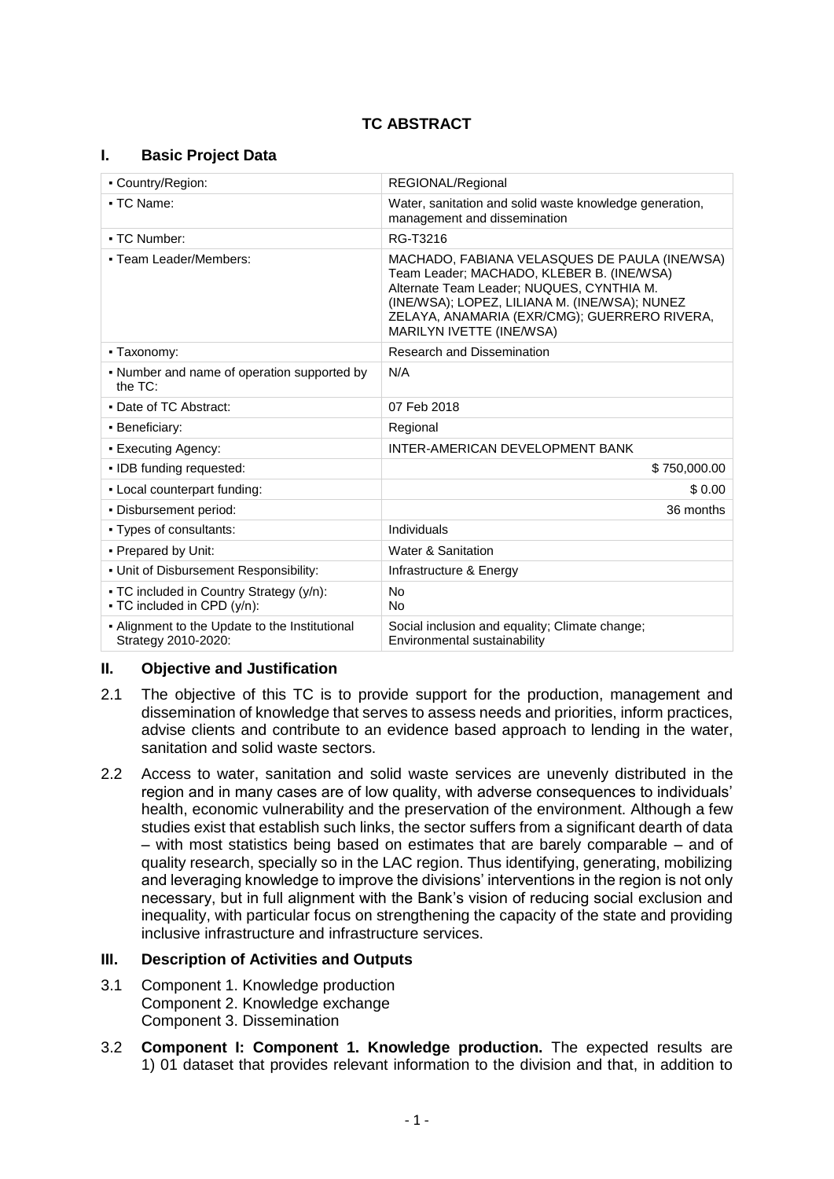# TC ABSTRACT

## I. Basic Project Data

| ▪ Country/Region: | REGIONAL/Regional |
|---|---|
| ▪ TC Name: | Water, sanitation and solid waste knowledge generation, management and dissemination |
| ▪ TC Number: | RG-T3216 |
| ▪ Team Leader/Members: | MACHADO, FABIANA VELASQUES DE PAULA (INE/WSA) Team Leader; MACHADO, KLEBER B. (INE/WSA) Alternate Team Leader; NUQUES, CYNTHIA M. (INE/WSA); LOPEZ, LILIANA M. (INE/WSA); NUNEZ ZELAYA, ANAMARIA (EXR/CMG); GUERRERO RIVERA, MARILYN IVETTE (INE/WSA) |
| ▪ Taxonomy: | Research and Dissemination |
| ▪ Number and name of operation supported by the TC: | N/A |
| ▪ Date of TC Abstract: | 07 Feb 2018 |
| ▪ Beneficiary: | Regional |
| ▪ Executing Agency: | INTER-AMERICAN DEVELOPMENT BANK |
| ▪ IDB funding requested: | $ 750,000.00 |
| ▪ Local counterpart funding: | $ 0.00 |
| ▪ Disbursement period: | 36 months |
| ▪ Types of consultants: | Individuals |
| ▪ Prepared by Unit: | Water & Sanitation |
| ▪ Unit of Disbursement Responsibility: | Infrastructure & Energy |
| ▪ TC included in Country Strategy (y/n):<br>▪ TC included in CPD (y/n): | No<br>No |
| ▪ Alignment to the Update to the Institutional Strategy 2010-2020: | Social inclusion and equality; Climate change; Environmental sustainability |

## II. Objective and Justification

2.1 The objective of this TC is to provide support for the production, management and dissemination of knowledge that serves to assess needs and priorities, inform practices, advise clients and contribute to an evidence based approach to lending in the water, sanitation and solid waste sectors.

2.2 Access to water, sanitation and solid waste services are unevenly distributed in the region and in many cases are of low quality, with adverse consequences to individuals' health, economic vulnerability and the preservation of the environment. Although a few studies exist that establish such links, the sector suffers from a significant dearth of data – with most statistics being based on estimates that are barely comparable – and of quality research, specially so in the LAC region. Thus identifying, generating, mobilizing and leveraging knowledge to improve the divisions' interventions in the region is not only necessary, but in full alignment with the Bank's vision of reducing social exclusion and inequality, with particular focus on strengthening the capacity of the state and providing inclusive infrastructure and infrastructure services.

## III. Description of Activities and Outputs

3.1 Component 1. Knowledge production
Component 2. Knowledge exchange
Component 3. Dissemination

3.2 **Component I: Component 1. Knowledge production.** The expected results are 1) 01 dataset that provides relevant information to the division and that, in addition to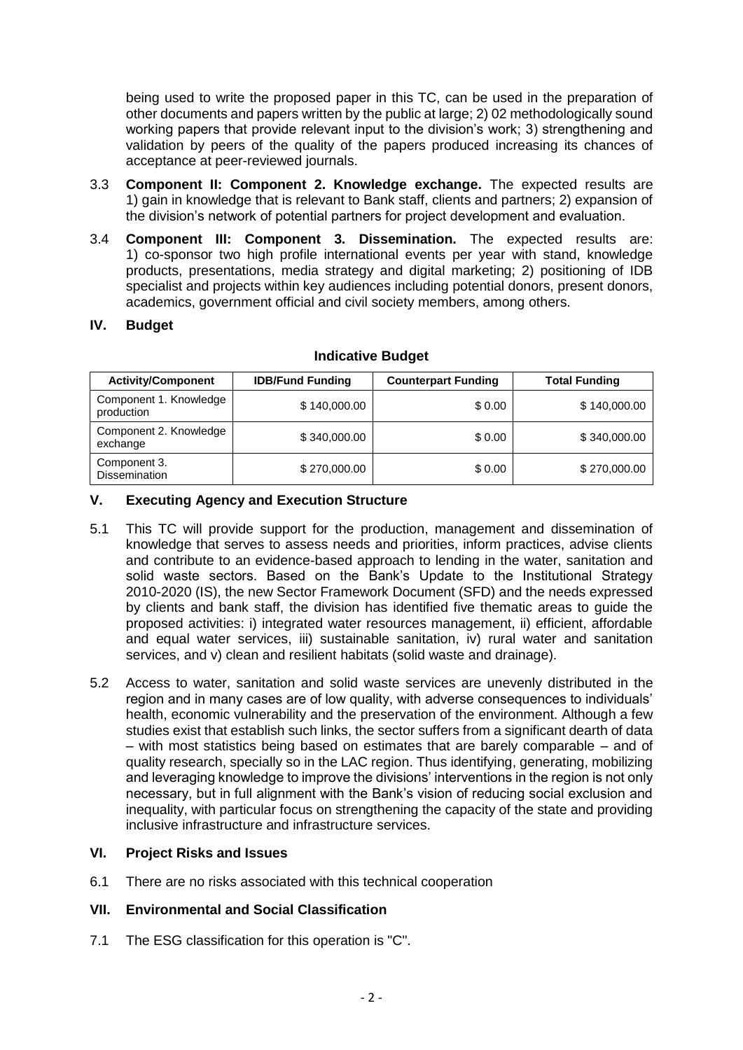being used to write the proposed paper in this TC, can be used in the preparation of other documents and papers written by the public at large; 2) 02 methodologically sound working papers that provide relevant input to the division's work; 3) strengthening and validation by peers of the quality of the papers produced increasing its chances of acceptance at peer-reviewed journals.

3.3 **Component II: Component 2. Knowledge exchange.** The expected results are 1) gain in knowledge that is relevant to Bank staff, clients and partners; 2) expansion of the division's network of potential partners for project development and evaluation.

3.4 **Component III: Component 3. Dissemination.** The expected results are: 1) co-sponsor two high profile international events per year with stand, knowledge products, presentations, media strategy and digital marketing; 2) positioning of IDB specialist and projects within key audiences including potential donors, present donors, academics, government official and civil society members, among others.

## IV. Budget

**Indicative Budget**

| Activity/Component | IDB/Fund Funding | Counterpart Funding | Total Funding |
|---|---|---|---|
| Component 1. Knowledge production | $ 140,000.00 | $ 0.00 | $ 140,000.00 |
| Component 2. Knowledge exchange | $ 340,000.00 | $ 0.00 | $ 340,000.00 |
| Component 3. Dissemination | $ 270,000.00 | $ 0.00 | $ 270,000.00 |

## V. Executing Agency and Execution Structure

5.1 This TC will provide support for the production, management and dissemination of knowledge that serves to assess needs and priorities, inform practices, advise clients and contribute to an evidence-based approach to lending in the water, sanitation and solid waste sectors. Based on the Bank's Update to the Institutional Strategy 2010-2020 (IS), the new Sector Framework Document (SFD) and the needs expressed by clients and bank staff, the division has identified five thematic areas to guide the proposed activities: i) integrated water resources management, ii) efficient, affordable and equal water services, iii) sustainable sanitation, iv) rural water and sanitation services, and v) clean and resilient habitats (solid waste and drainage).

5.2 Access to water, sanitation and solid waste services are unevenly distributed in the region and in many cases are of low quality, with adverse consequences to individuals' health, economic vulnerability and the preservation of the environment. Although a few studies exist that establish such links, the sector suffers from a significant dearth of data – with most statistics being based on estimates that are barely comparable – and of quality research, specially so in the LAC region. Thus identifying, generating, mobilizing and leveraging knowledge to improve the divisions' interventions in the region is not only necessary, but in full alignment with the Bank's vision of reducing social exclusion and inequality, with particular focus on strengthening the capacity of the state and providing inclusive infrastructure and infrastructure services.

## VI. Project Risks and Issues

6.1 There are no risks associated with this technical cooperation

## VII. Environmental and Social Classification

7.1 The ESG classification for this operation is "C".